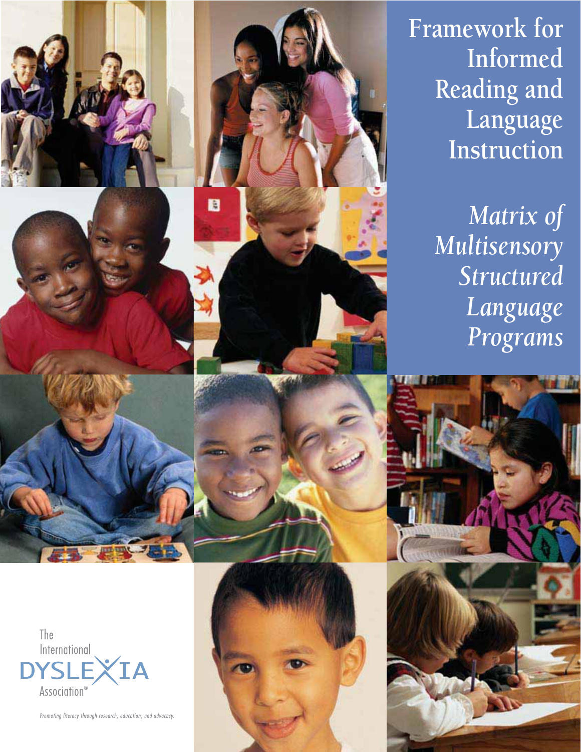# Framework for Informed Reading and Language Instruction

## *Matrix of Multisensory Structured Language Programs*

The International DYSLEXIA Association®

*Promoting literacy through research, education, and advocacy.*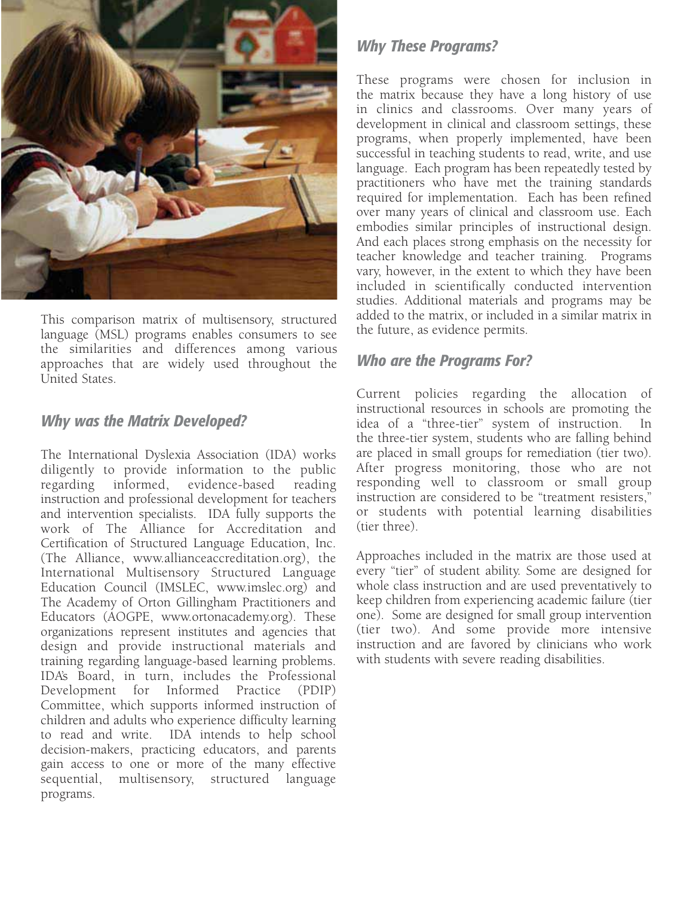This comparison matrix of multisensory, structured language (MSL) programs enables consumers to see the similarities and differences among various approaches that are widely used throughout the United States.

## Why was the Matrix Developed?

The International Dyslexia Association (IDA) works diligently to provide information to the public regarding informed, evidence-based reading instruction and professional development for teachers and intervention specialists. IDA fully supports the work of The Alliance for Accreditation and Certification of Structured Language Education, Inc. (The Alliance, www.allianceaccreditation.org), the International Multisensory Structured Language Education Council (IMSLEC, www.imslec.org) and The Academy of Orton Gillingham Practitioners and Educators (AOGPE, www.ortonacademy.org). These organizations represent institutes and agencies that design and provide instructional materials and training regarding language-based learning problems. IDA's Board, in turn, includes the Professional Development for Informed Practice (PDIP) Committee, which supports informed instruction of children and adults who experience difficulty learning to read and write. IDA intends to help school decision-makers, practicing educators, and parents gain access to one or more of the many effective sequential, multisensory, structured language programs.

## Why These Programs?

These programs were chosen for inclusion in the matrix because they have a long history of use in clinics and classrooms. Over many years of development in clinical and classroom settings, these programs, when properly implemented, have been successful in teaching students to read, write, and use language. Each program has been repeatedly tested by practitioners who have met the training standards required for implementation. Each has been refined over many years of clinical and classroom use. Each embodies similar principles of instructional design. And each places strong emphasis on the necessity for teacher knowledge and teacher training. Programs vary, however, in the extent to which they have been included in scientifically conducted intervention studies. Additional materials and programs may be added to the matrix, or included in a similar matrix in the future, as evidence permits.

## Who are the Programs For?

Current policies regarding the allocation of instructional resources in schools are promoting the idea of a "three-tier" system of instruction. In the three-tier system, students who are falling behind are placed in small groups for remediation (tier two). After progress monitoring, those who are not responding well to classroom or small group instruction are considered to be "treatment resisters," or students with potential learning disabilities (tier three).

Approaches included in the matrix are those used at every "tier" of student ability. Some are designed for whole class instruction and are used preventatively to keep children from experiencing academic failure (tier one). Some are designed for small group intervention (tier two). And some provide more intensive instruction and are favored by clinicians who work with students with severe reading disabilities.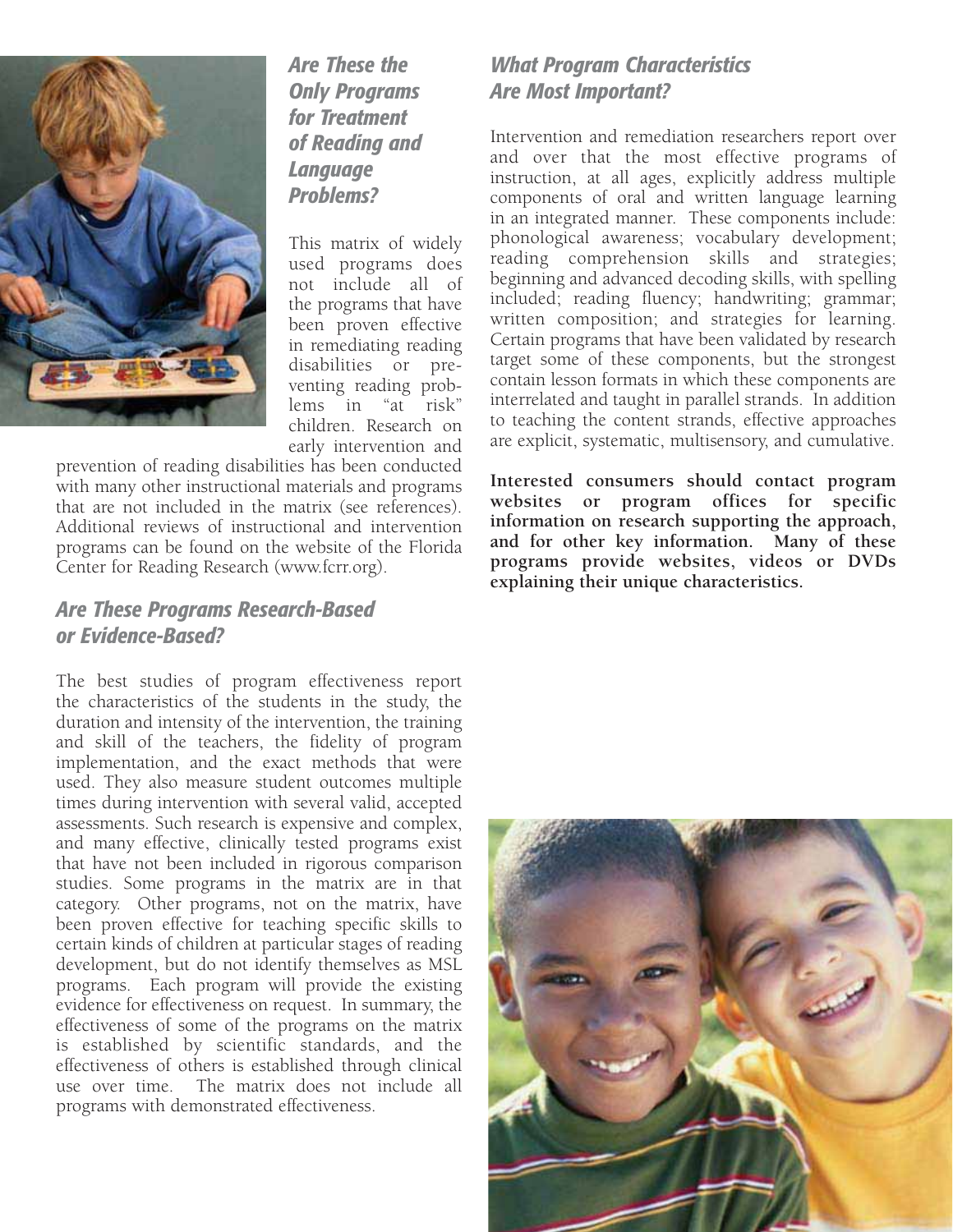## Are These the Only Programs for Treatment of Reading and Language Problems?

This matrix of widely used programs does not include all of the programs that have been proven effective in remediating reading disabilities or preventing reading problems in "at risk" children. Research on early intervention and prevention of reading disabilities has been conducted with many other instructional materials and programs that are not included in the matrix (see references). Additional reviews of instructional and intervention programs can be found on the website of the Florida Center for Reading Research (www.fcrr.org).

## Are These Programs Research-Based or Evidence-Based?

The best studies of program effectiveness report the characteristics of the students in the study, the duration and intensity of the intervention, the training and skill of the teachers, the fidelity of program implementation, and the exact methods that were used. They also measure student outcomes multiple times during intervention with several valid, accepted assessments. Such research is expensive and complex, and many effective, clinically tested programs exist that have not been included in rigorous comparison studies. Some programs in the matrix are in that category. Other programs, not on the matrix, have been proven effective for teaching specific skills to certain kinds of children at particular stages of reading development, but do not identify themselves as MSL programs. Each program will provide the existing evidence for effectiveness on request. In summary, the effectiveness of some of the programs on the matrix is established by scientific standards, and the effectiveness of others is established through clinical use over time. The matrix does not include all programs with demonstrated effectiveness.

## What Program Characteristics Are Most Important?

Intervention and remediation researchers report over and over that the most effective programs of instruction, at all ages, explicitly address multiple components of oral and written language learning in an integrated manner. These components include: phonological awareness; vocabulary development; reading comprehension skills and strategies; beginning and advanced decoding skills, with spelling included; reading fluency; handwriting; grammar; written composition; and strategies for learning. Certain programs that have been validated by research target some of these components, but the strongest contain lesson formats in which these components are interrelated and taught in parallel strands. In addition to teaching the content strands, effective approaches are explicit, systematic, multisensory, and cumulative.

**Interested consumers should contact program websites or program offices for specific information on research supporting the approach, and for other key information. Many of these programs provide websites, videos or DVDs explaining their unique characteristics.**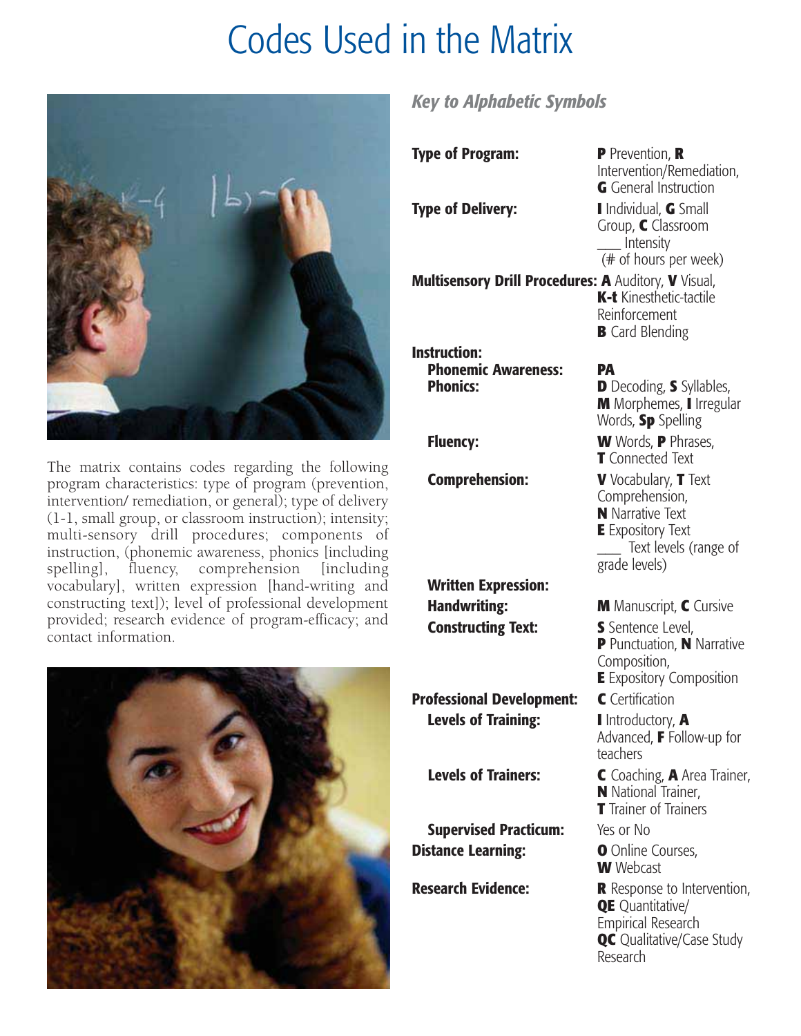# Codes Used in the Matrix

The matrix contains codes regarding the following program characteristics: type of program (prevention, intervention/ remediation, or general); type of delivery (1-1, small group, or classroom instruction); intensity; multi-sensory drill procedures; components of instruction, (phonemic awareness, phonics [including spelling], fluency, comprehension [including vocabulary], written expression [hand-writing and constructing text]); level of professional development provided; research evidence of program-efficacy; and contact information.

## *Key to Alphabetic Symbols*

**Type of Program:** **P** Prevention, **R** Intervention/Remediation, **G** General Instruction

**Type of Delivery:** **I** Individual, **G** Small Group, **C** Classroom
___ Intensity (# of hours per week)

**Multisensory Drill Procedures:** **A** Auditory, **V** Visual, **K-t** Kinesthetic-tactile Reinforcement
**B** Card Blending

**Instruction:**

- **Phonemic Awareness:** **PA**
- **Phonics:** **D** Decoding, **S** Syllables, **M** Morphemes, **I** Irregular Words, **Sp** Spelling
- **Fluency:** **W** Words, **P** Phrases, **T** Connected Text
- **Comprehension:** **V** Vocabulary, **T** Text Comprehension, **N** Narrative Text, **E** Expository Text, ___ Text levels (range of grade levels)
- **Written Expression:**
  - **Handwriting:** **M** Manuscript, **C** Cursive
  - **Constructing Text:** **S** Sentence Level, **P** Punctuation, **N** Narrative Composition, **E** Expository Composition

**Professional Development:** **C** Certification

- **Levels of Training:** **I** Introductory, **A** Advanced, **F** Follow-up for teachers
- **Levels of Trainers:** **C** Coaching, **A** Area Trainer, **N** National Trainer, **T** Trainer of Trainers
- **Supervised Practicum:** Yes or No

**Distance Learning:** **O** Online Courses, **W** Webcast

**Research Evidence:** **R** Response to Intervention, **QE** Quantitative/Empirical Research, **QC** Qualitative/Case Study Research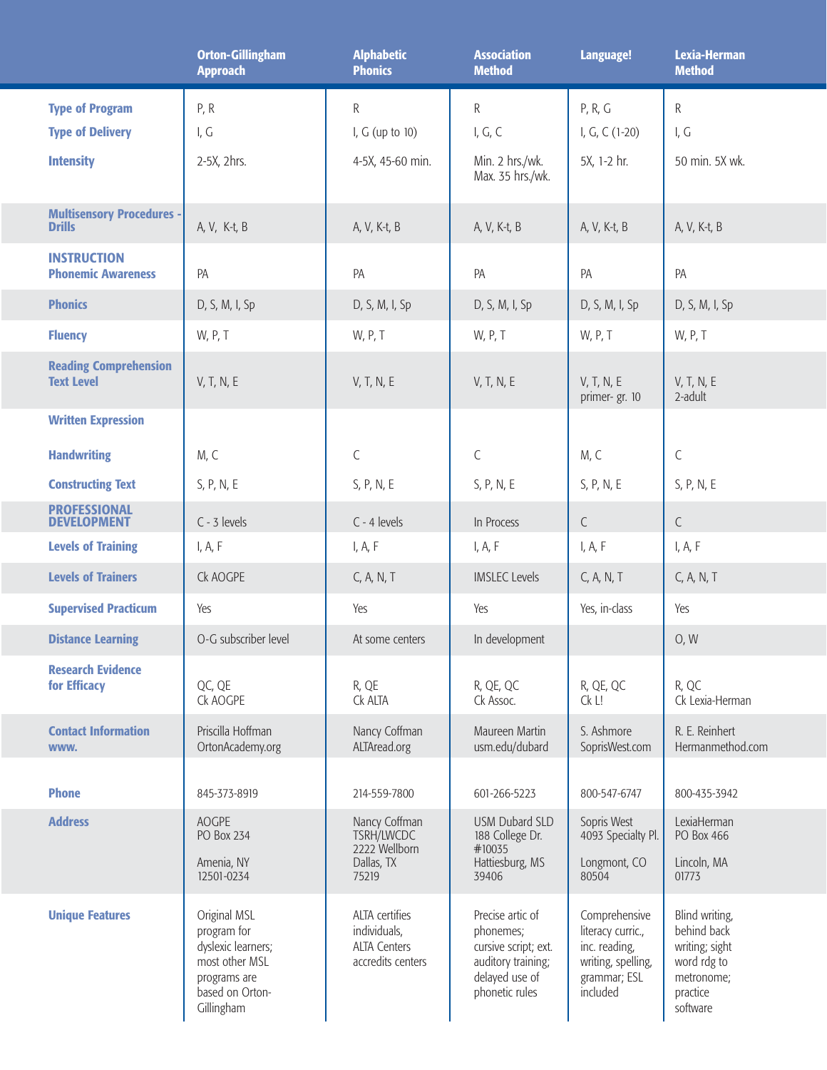| | Orton-Gillingham Approach | Alphabetic Phonics | Association Method | Language! | Lexia-Herman Method |
|---|---|---|---|---|---|
| **Type of Program** | P, R | R | R | P, R, G | R |
| **Type of Delivery** | I, G | I, G (up to 10) | I, G, C | I, G, C (1-20) | I, G |
| **Intensity** | 2-5X, 2hrs. | 4-5X, 45-60 min. | Min. 2 hrs./wk. Max. 35 hrs./wk. | 5X, 1-2 hr. | 50 min. 5X wk. |
| **Multisensory Procedures - Drills** | A, V, K-t, B | A, V, K-t, B | A, V, K-t, B | A, V, K-t, B | A, V, K-t, B |
| **INSTRUCTION Phonemic Awareness** | PA | PA | PA | PA | PA |
| **Phonics** | D, S, M, I, Sp | D, S, M, I, Sp | D, S, M, I, Sp | D, S, M, I, Sp | D, S, M, I, Sp |
| **Fluency** | W, P, T | W, P, T | W, P, T | W, P, T | W, P, T |
| **Reading Comprehension Text Level** | V, T, N, E | V, T, N, E | V, T, N, E | V, T, N, E primer- gr. 10 | V, T, N, E 2-adult |
| **Written Expression** | | | | | |
| **Handwriting** | M, C | C | C | M, C | C |
| **Constructing Text** | S, P, N, E | S, P, N, E | S, P, N, E | S, P, N, E | S, P, N, E |
| **PROFESSIONAL DEVELOPMENT** | C - 3 levels | C - 4 levels | In Process | C | C |
| **Levels of Training** | I, A, F | I, A, F | I, A, F | I, A, F | I, A, F |
| **Levels of Trainers** | Ck AOGPE | C, A, N, T | IMSLEC Levels | C, A, N, T | C, A, N, T |
| **Supervised Practicum** | Yes | Yes | Yes | Yes, in-class | Yes |
| **Distance Learning** | O-G subscriber level | At some centers | In development | | O, W |
| **Research Evidence for Efficacy** | QC, QE Ck AOGPE | R, QE Ck ALTA | R, QE, QC Ck Assoc. | R, QE, QC Ck L! | R, QC Ck Lexia-Herman |
| **Contact Information www.** | Priscilla Hoffman OrtonAcademy.org | Nancy Coffman ALTAread.org | Maureen Martin usm.edu/dubard | S. Ashmore SoprisWest.com | R. E. Reinhert Hermanmethod.com |
| **Phone** | 845-373-8919 | 214-559-7800 | 601-266-5223 | 800-547-6747 | 800-435-3942 |
| **Address** | AOGPE PO Box 234 Amenia, NY 12501-0234 | Nancy Coffman TSRH/LWCDC 2222 Wellborn Dallas, TX 75219 | USM Dubard SLD 188 College Dr. #10035 Hattiesburg, MS 39406 | Sopris West 4093 Specialty Pl. Longmont, CO 80504 | LexiaHerman PO Box 466 Lincoln, MA 01773 |
| **Unique Features** | Original MSL program for dyslexic learners; most other MSL programs are based on Orton-Gillingham | ALTA certifies individuals, ALTA Centers accredits centers | Precise artic of phonemes; cursive script; ext. auditory training; delayed use of phonetic rules | Comprehensive literacy curric., inc. reading, writing, spelling, grammar; ESL included | Blind writing, behind back writing; sight word rdg to metronome; practice software |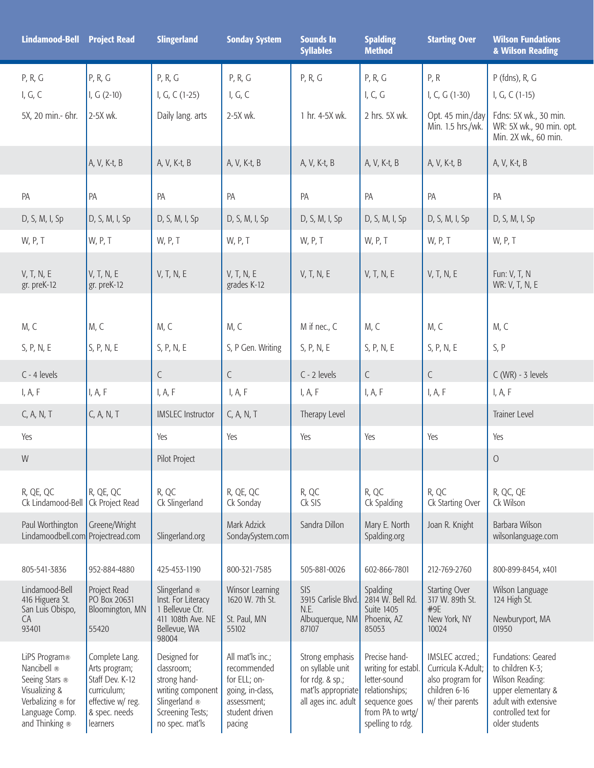| Lindamood-Bell | Project Read | Slingerland | Sonday System | Sounds In Syllables | Spalding Method | Starting Over | Wilson Fundations & Wilson Reading |
|---|---|---|---|---|---|---|---|
| P, R, G | P, R, G | P, R, G | P, R, G | P, R, G | P, R, G | P, R | P (fdns), R, G |
| I, G, C | I, G (2-10) | I, G, C (1-25) | I, G, C | | I, C, G | I, C, G (1-30) | I, G, C (1-15) |
| 5X, 20 min.- 6hr. | 2-5X wk. | Daily lang. arts | 2-5X wk. | 1 hr. 4-5X wk. | 2 hrs. 5X wk. | Opt. 45 min./day Min. 1.5 hrs./wk. | Fdns: 5X wk., 30 min. WR: 5X wk., 90 min. opt. Min. 2X wk., 60 min. |
| | A, V, K-t, B | A, V, K-t, B | A, V, K-t, B | A, V, K-t, B | A, V, K-t, B | A, V, K-t, B | A, V, K-t, B |
| PA | PA | PA | PA | PA | PA | PA | PA |
| D, S, M, I, Sp | D, S, M, I, Sp | D, S, M, I, Sp | D, S, M, I, Sp | D, S, M, I, Sp | D, S, M, I, Sp | D, S, M, I, Sp | D, S, M, I, Sp |
| W, P, T | W, P, T | W, P, T | W, P, T | W, P, T | W, P, T | W, P, T | W, P, T |
| V, T, N, E gr. preK-12 | V, T, N, E gr. preK-12 | V, T, N, E | V, T, N, E grades K-12 | V, T, N, E | V, T, N, E | V, T, N, E | Fun: V, T, N WR: V, T, N, E |
| M, C | M, C | M, C | M, C | M if nec., C | M, C | M, C | M, C |
| S, P, N, E | S, P, N, E | S, P, N, E | S, P Gen. Writing | S, P, N, E | S, P, N, E | S, P, N, E | S, P |
| C - 4 levels | | C | C | C - 2 levels | C | C | C (WR) - 3 levels |
| I, A, F | I, A, F | I, A, F | I, A, F | I, A, F | I, A, F | I, A, F | I, A, F |
| C, A, N, T | C, A, N, T | IMSLEC Instructor | C, A, N, T | Therapy Level | | | Trainer Level |
| Yes | | Yes | Yes | Yes | Yes | Yes | Yes |
| W | | Pilot Project | | | | | O |
| R, QE, QC Ck Lindamood-Bell | R, QE, QC Ck Project Read | R, QC Ck Slingerland | R, QE, QC Ck Sonday | R, QC Ck SIS | R, QC Ck Spalding | R, QC Ck Starting Over | R, QC, QE Ck Wilson |
| Paul Worthington Lindamoodbell.com | Greene/Wright Projectread.com | Slingerland.org | Mark Adzick SondaySystem.com | Sandra Dillon | Mary E. North Spalding.org | Joan R. Knight | Barbara Wilson wilsonlanguage.com |
| 805-541-3836 | 952-884-4880 | 425-453-1190 | 800-321-7585 | 505-881-0026 | 602-866-7801 | 212-769-2760 | 800-899-8454, x401 |
| Lindamood-Bell 416 Higuera St. San Luis Obispo, CA 93401 | Project Read PO Box 20631 Bloomington, MN 55420 | Slingerland ® Inst. For Literacy 1 Bellevue Ctr. 411 108th Ave. NE Bellevue, WA 98004 | Winsor Learning 1620 W. 7th St. St. Paul, MN 55102 | SIS 3915 Carlisle Blvd. N.E. Albuquerque, NM 87107 | Spalding 2814 W. Bell Rd. Suite 1405 Phoenix, AZ 85053 | Starting Over 317 W. 89th St. #9E New York, NY 10024 | Wilson Language 124 High St. Newburyport, MA 01950 |
| LiPS Program® Nancibell ® Seeing Stars ® Visualizing & Verbalizing ® for Language Comp. and Thinking ® | Complete Lang. Arts program; Staff Dev. K-12 curriculum; effective w/ reg. & spec. needs learners | Designed for classroom; strong hand-writing component Slingerland ® Screening Tests; no spec. mat'ls | All mat'ls inc.; recommended for ELL; on-going, in-class, assessment; student driven pacing | Strong emphasis on syllable unit for rdg. & sp.; mat'ls appropriate all ages inc. adult | Precise hand-writing for establ. letter-sound relationships; sequence goes from PA to wrtg/ spelling to rdg. | IMSLEC accred.; Curricula K-Adult; also program for children 6-16 w/ their parents | Fundations: Geared to children K-3; Wilson Reading: upper elementary & adult with extensive controlled text for older students |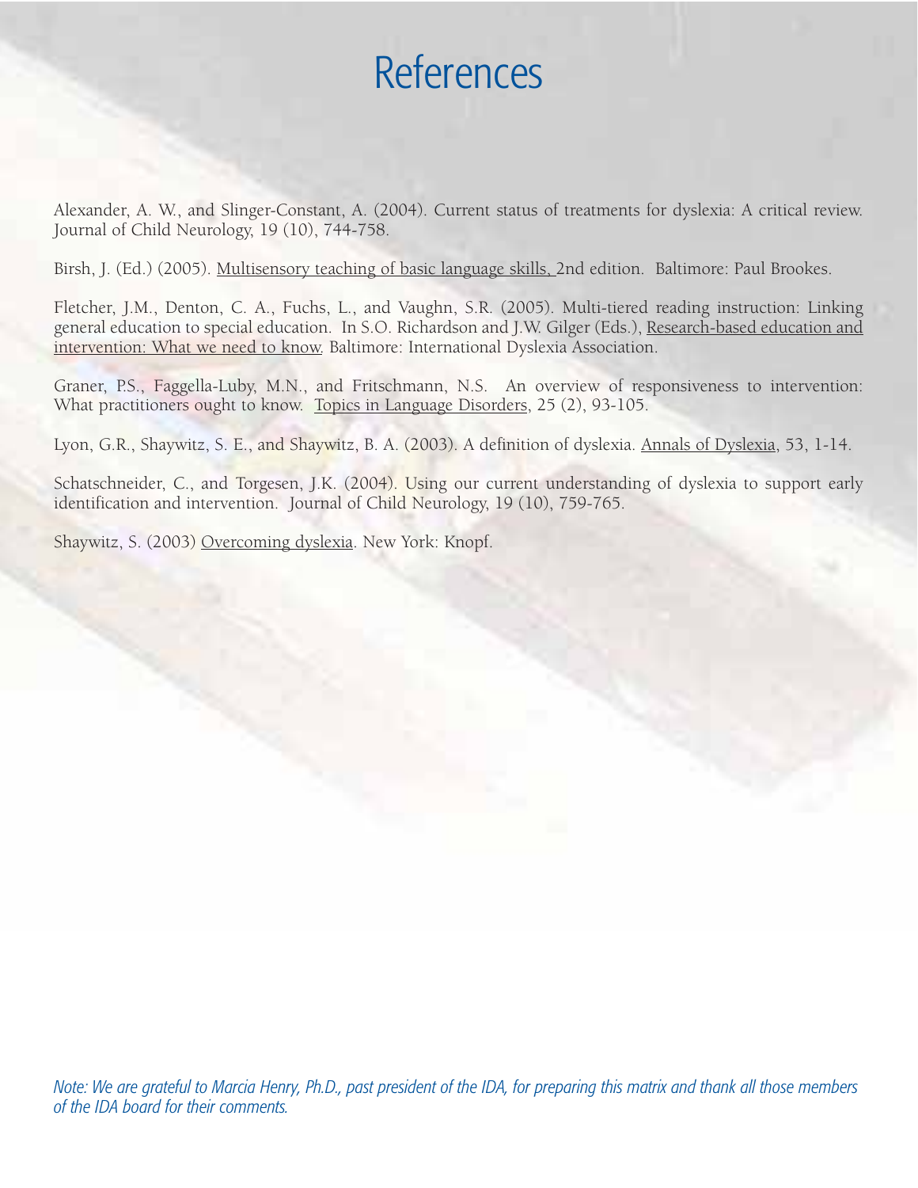# References

Alexander, A. W., and Slinger-Constant, A. (2004). Current status of treatments for dyslexia: A critical review. Journal of Child Neurology, 19 (10), 744-758.

Birsh, J. (Ed.) (2005). Multisensory teaching of basic language skills, 2nd edition. Baltimore: Paul Brookes.

Fletcher, J.M., Denton, C. A., Fuchs, L., and Vaughn, S.R. (2005). Multi-tiered reading instruction: Linking general education to special education. In S.O. Richardson and J.W. Gilger (Eds.), Research-based education and intervention: What we need to know. Baltimore: International Dyslexia Association.

Graner, P.S., Faggella-Luby, M.N., and Fritschmann, N.S. An overview of responsiveness to intervention: What practitioners ought to know. Topics in Language Disorders, 25 (2), 93-105.

Lyon, G.R., Shaywitz, S. E., and Shaywitz, B. A. (2003). A definition of dyslexia. Annals of Dyslexia, 53, 1-14.

Schatschneider, C., and Torgesen, J.K. (2004). Using our current understanding of dyslexia to support early identification and intervention. Journal of Child Neurology, 19 (10), 759-765.

Shaywitz, S. (2003) Overcoming dyslexia. New York: Knopf.

*Note: We are grateful to Marcia Henry, Ph.D., past president of the IDA, for preparing this matrix and thank all those members of the IDA board for their comments.*